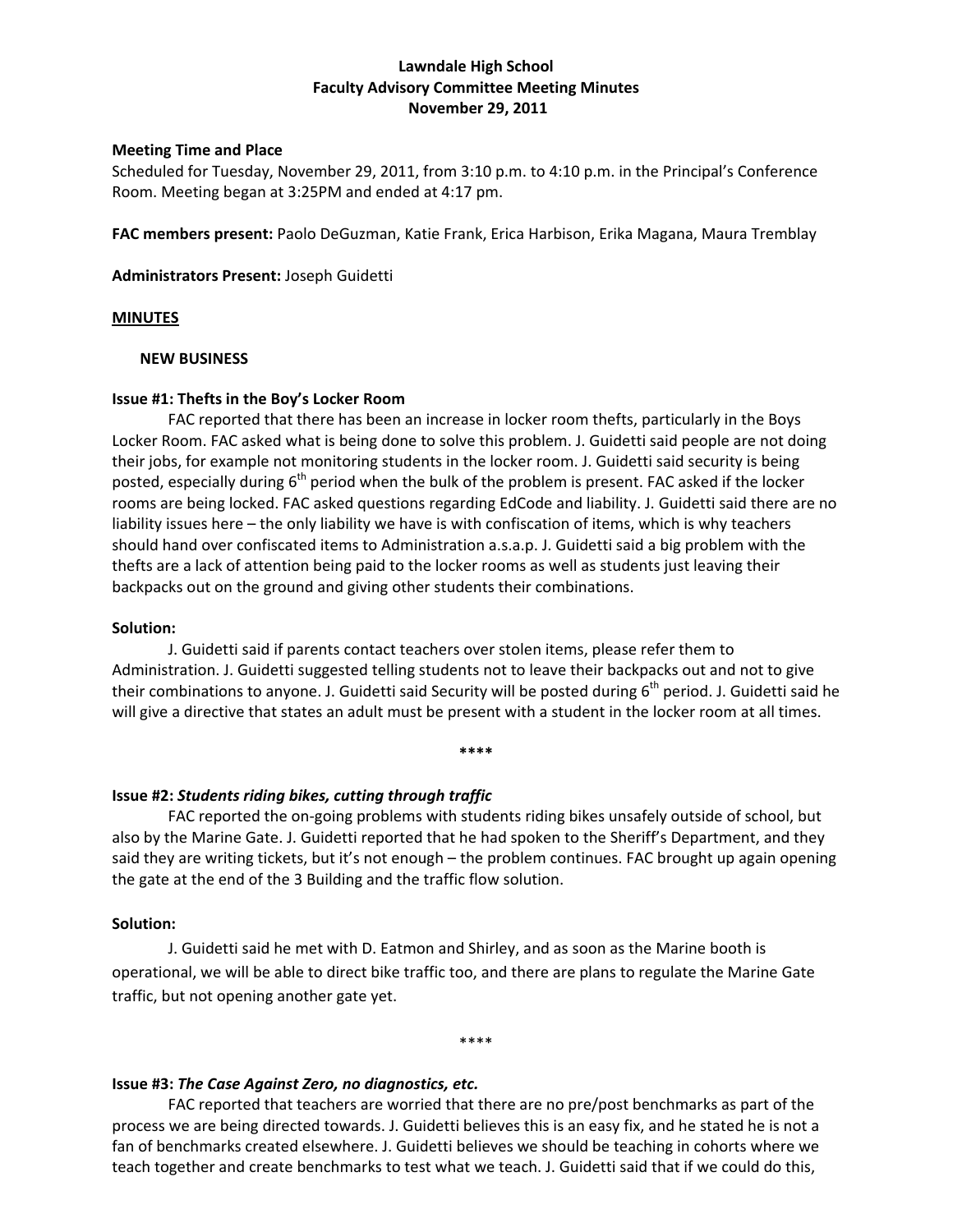**Lawndale High School**
**Faculty Advisory Committee Meeting Minutes**
**November 29, 2011**

**Meeting Time and Place**

Scheduled for Tuesday, November 29, 2011, from 3:10 p.m. to 4:10 p.m. in the Principal's Conference Room. Meeting began at 3:25PM and ended at 4:17 pm.

**FAC members present:** Paolo DeGuzman, Katie Frank, Erica Harbison, Erika Magana, Maura Tremblay

**Administrators Present:** Joseph Guidetti

**MINUTES**

**NEW BUSINESS**

**Issue #1: Thefts in the Boy's Locker Room**

FAC reported that there has been an increase in locker room thefts, particularly in the Boys Locker Room. FAC asked what is being done to solve this problem. J. Guidetti said people are not doing their jobs, for example not monitoring students in the locker room. J. Guidetti said security is being posted, especially during 6th period when the bulk of the problem is present. FAC asked if the locker rooms are being locked. FAC asked questions regarding EdCode and liability. J. Guidetti said there are no liability issues here – the only liability we have is with confiscation of items, which is why teachers should hand over confiscated items to Administration a.s.a.p. J. Guidetti said a big problem with the thefts are a lack of attention being paid to the locker rooms as well as students just leaving their backpacks out on the ground and giving other students their combinations.

**Solution:**

J. Guidetti said if parents contact teachers over stolen items, please refer them to Administration. J. Guidetti suggested telling students not to leave their backpacks out and not to give their combinations to anyone. J. Guidetti said Security will be posted during 6th period. J. Guidetti said he will give a directive that states an adult must be present with a student in the locker room at all times.

****

**Issue #2: *Students riding bikes, cutting through traffic***

FAC reported the on-going problems with students riding bikes unsafely outside of school, but also by the Marine Gate. J. Guidetti reported that he had spoken to the Sheriff's Department, and they said they are writing tickets, but it's not enough – the problem continues. FAC brought up again opening the gate at the end of the 3 Building and the traffic flow solution.

**Solution:**

J. Guidetti said he met with D. Eatmon and Shirley, and as soon as the Marine booth is operational, we will be able to direct bike traffic too, and there are plans to regulate the Marine Gate traffic, but not opening another gate yet.

****

**Issue #3: *The Case Against Zero, no diagnostics, etc.***

FAC reported that teachers are worried that there are no pre/post benchmarks as part of the process we are being directed towards. J. Guidetti believes this is an easy fix, and he stated he is not a fan of benchmarks created elsewhere. J. Guidetti believes we should be teaching in cohorts where we teach together and create benchmarks to test what we teach. J. Guidetti said that if we could do this,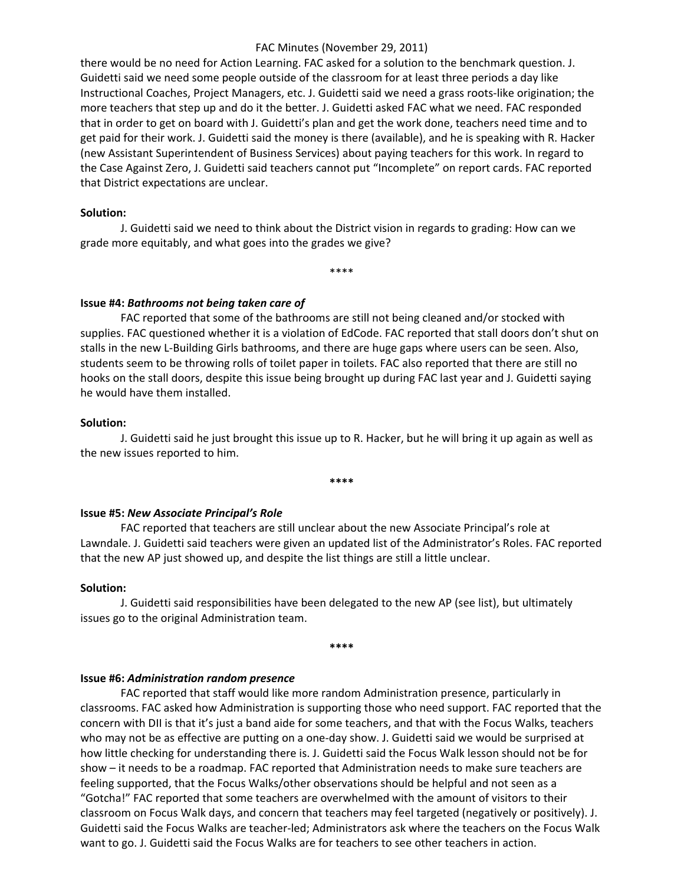there would be no need for Action Learning. FAC asked for a solution to the benchmark question. J. Guidetti said we need some people outside of the classroom for at least three periods a day like Instructional Coaches, Project Managers, etc. J. Guidetti said we need a grass roots-like origination; the more teachers that step up and do it the better. J. Guidetti asked FAC what we need. FAC responded that in order to get on board with J. Guidetti's plan and get the work done, teachers need time and to get paid for their work. J. Guidetti said the money is there (available), and he is speaking with R. Hacker (new Assistant Superintendent of Business Services) about paying teachers for this work. In regard to the Case Against Zero, J. Guidetti said teachers cannot put "Incomplete" on report cards. FAC reported that District expectations are unclear.

**Solution:**

J. Guidetti said we need to think about the District vision in regards to grading: How can we grade more equitably, and what goes into the grades we give?

\*\*\*\*

**Issue #4:** ***Bathrooms not being taken care of***

FAC reported that some of the bathrooms are still not being cleaned and/or stocked with supplies. FAC questioned whether it is a violation of EdCode. FAC reported that stall doors don't shut on stalls in the new L-Building Girls bathrooms, and there are huge gaps where users can be seen. Also, students seem to be throwing rolls of toilet paper in toilets. FAC also reported that there are still no hooks on the stall doors, despite this issue being brought up during FAC last year and J. Guidetti saying he would have them installed.

**Solution:**

J. Guidetti said he just brought this issue up to R. Hacker, but he will bring it up again as well as the new issues reported to him.

\*\*\*\*

**Issue #5:** ***New Associate Principal's Role***

FAC reported that teachers are still unclear about the new Associate Principal's role at Lawndale. J. Guidetti said teachers were given an updated list of the Administrator's Roles. FAC reported that the new AP just showed up, and despite the list things are still a little unclear.

**Solution:**

J. Guidetti said responsibilities have been delegated to the new AP (see list), but ultimately issues go to the original Administration team.

\*\*\*\*

**Issue #6:** ***Administration random presence***

FAC reported that staff would like more random Administration presence, particularly in classrooms. FAC asked how Administration is supporting those who need support. FAC reported that the concern with DII is that it's just a band aide for some teachers, and that with the Focus Walks, teachers who may not be as effective are putting on a one-day show. J. Guidetti said we would be surprised at how little checking for understanding there is. J. Guidetti said the Focus Walk lesson should not be for show – it needs to be a roadmap. FAC reported that Administration needs to make sure teachers are feeling supported, that the Focus Walks/other observations should be helpful and not seen as a "Gotcha!" FAC reported that some teachers are overwhelmed with the amount of visitors to their classroom on Focus Walk days, and concern that teachers may feel targeted (negatively or positively). J. Guidetti said the Focus Walks are teacher-led; Administrators ask where the teachers on the Focus Walk want to go. J. Guidetti said the Focus Walks are for teachers to see other teachers in action.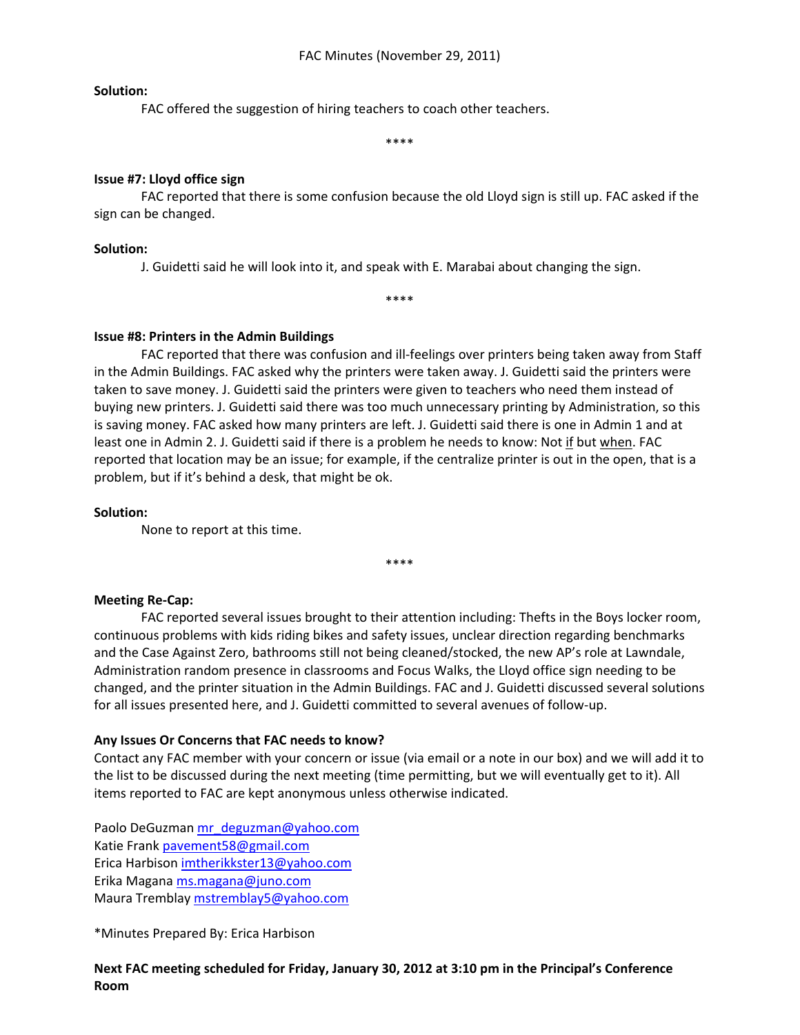**Solution:**

FAC offered the suggestion of hiring teachers to coach other teachers.

****

**Issue #7: Lloyd office sign**

FAC reported that there is some confusion because the old Lloyd sign is still up. FAC asked if the sign can be changed.

**Solution:**

J. Guidetti said he will look into it, and speak with E. Marabai about changing the sign.

****

**Issue #8: Printers in the Admin Buildings**

FAC reported that there was confusion and ill-feelings over printers being taken away from Staff in the Admin Buildings. FAC asked why the printers were taken away. J. Guidetti said the printers were taken to save money. J. Guidetti said the printers were given to teachers who need them instead of buying new printers. J. Guidetti said there was too much unnecessary printing by Administration, so this is saving money. FAC asked how many printers are left. J. Guidetti said there is one in Admin 1 and at least one in Admin 2. J. Guidetti said if there is a problem he needs to know: Not <u>if</u> but <u>when</u>. FAC reported that location may be an issue; for example, if the centralize printer is out in the open, that is a problem, but if it's behind a desk, that might be ok.

**Solution:**

None to report at this time.

****

**Meeting Re-Cap:**

FAC reported several issues brought to their attention including: Thefts in the Boys locker room, continuous problems with kids riding bikes and safety issues, unclear direction regarding benchmarks and the Case Against Zero, bathrooms still not being cleaned/stocked, the new AP's role at Lawndale, Administration random presence in classrooms and Focus Walks, the Lloyd office sign needing to be changed, and the printer situation in the Admin Buildings. FAC and J. Guidetti discussed several solutions for all issues presented here, and J. Guidetti committed to several avenues of follow-up.

**Any Issues Or Concerns that FAC needs to know?**

Contact any FAC member with your concern or issue (via email or a note in our box) and we will add it to the list to be discussed during the next meeting (time permitting, but we will eventually get to it). All items reported to FAC are kept anonymous unless otherwise indicated.

Paolo DeGuzman mr_deguzman@yahoo.com
Katie Frank pavement58@gmail.com
Erica Harbison imtherikkster13@yahoo.com
Erika Magana ms.magana@juno.com
Maura Tremblay mstremblay5@yahoo.com

*Minutes Prepared By: Erica Harbison

**Next FAC meeting scheduled for Friday, January 30, 2012 at 3:10 pm in the Principal's Conference Room**